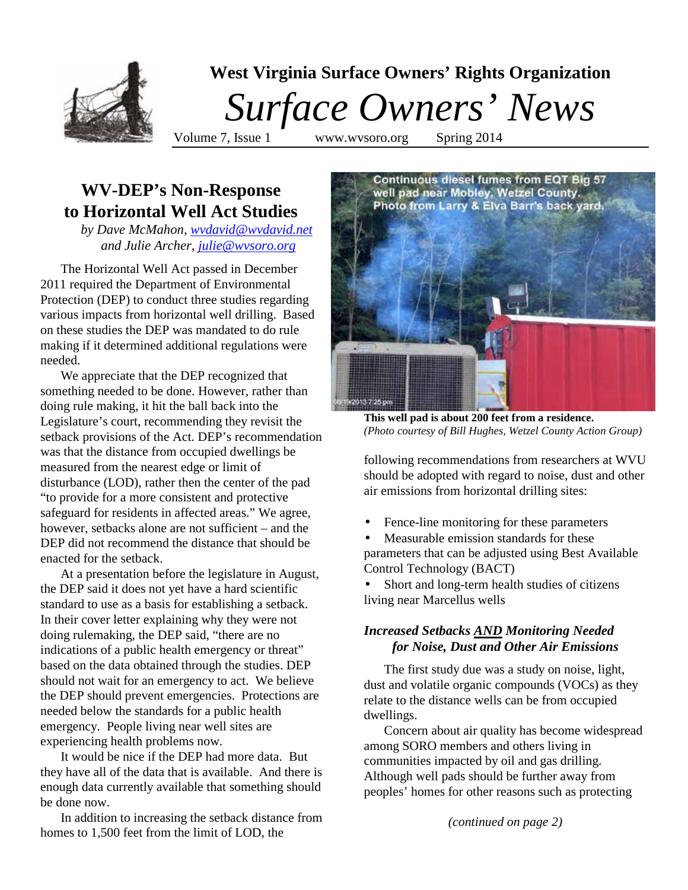# West Virginia Surface Owners' Rights Organization

# *Surface Owners' News*

Volume 7, Issue 1 www.wvsoro.org Spring 2014

## WV-DEP's Non-Response to Horizontal Well Act Studies

*by Dave McMahon, wvdavid@wvdavid.net and Julie Archer, julie@wvsoro.org*

The Horizontal Well Act passed in December 2011 required the Department of Environmental Protection (DEP) to conduct three studies regarding various impacts from horizontal well drilling. Based on these studies the DEP was mandated to do rule making if it determined additional regulations were needed.

We appreciate that the DEP recognized that something needed to be done. However, rather than doing rule making, it hit the ball back into the Legislature's court, recommending they revisit the setback provisions of the Act. DEP's recommendation was that the distance from occupied dwellings be measured from the nearest edge or limit of disturbance (LOD), rather then the center of the pad "to provide for a more consistent and protective safeguard for residents in affected areas." We agree, however, setbacks alone are not sufficient – and the DEP did not recommend the distance that should be enacted for the setback.

At a presentation before the legislature in August, the DEP said it does not yet have a hard scientific standard to use as a basis for establishing a setback. In their cover letter explaining why they were not doing rulemaking, the DEP said, "there are no indications of a public health emergency or threat" based on the data obtained through the studies. DEP should not wait for an emergency to act. We believe the DEP should prevent emergencies. Protections are needed below the standards for a public health emergency. People living near well sites are experiencing health problems now.

It would be nice if the DEP had more data. But they have all of the data that is available. And there is enough data currently available that something should be done now.

In addition to increasing the setback distance from homes to 1,500 feet from the limit of LOD, the following recommendations from researchers at WVU should be adopted with regard to noise, dust and other air emissions from horizontal drilling sites:

- Fence-line monitoring for these parameters
- Measurable emission standards for these parameters that can be adjusted using Best Available Control Technology (BACT)
- Short and long-term health studies of citizens living near Marcellus wells

Continuous diesel fumes from EQT Big 57 well pad near Mobley, Wetzel County. Photo from Larry & Elva Barr's back yard.

**This well pad is about 200 feet from a residence.**
*(Photo courtesy of Bill Hughes, Wetzel County Action Group)*

### *Increased Setbacks AND Monitoring Needed for Noise, Dust and Other Air Emissions*

The first study due was a study on noise, light, dust and volatile organic compounds (VOCs) as they relate to the distance wells can be from occupied dwellings.

Concern about air quality has become widespread among SORO members and others living in communities impacted by oil and gas drilling. Although well pads should be further away from peoples' homes for other reasons such as protecting

*(continued on page 2)*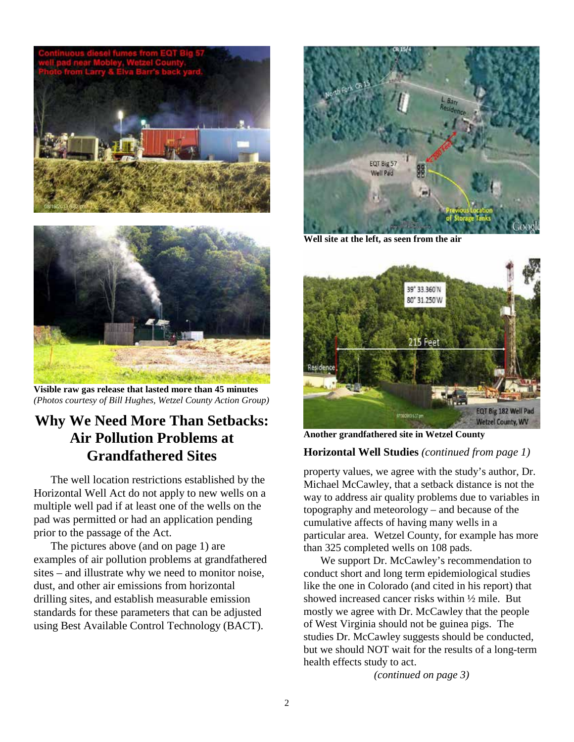Visible raw gas release that lasted more than 45 minutes

*(Photos courtesy of Bill Hughes, Wetzel County Action Group)*

## Why We Need More Than Setbacks: Air Pollution Problems at Grandfathered Sites

The well location restrictions established by the Horizontal Well Act do not apply to new wells on a multiple well pad if at least one of the wells on the pad was permitted or had an application pending prior to the passage of the Act.

The pictures above (and on page 1) are examples of air pollution problems at grandfathered sites – and illustrate why we need to monitor noise, dust, and other air emissions from horizontal drilling sites, and establish measurable emission standards for these parameters that can be adjusted using Best Available Control Technology (BACT).

**Well site at the left, as seen from the air**

**Another grandfathered site in Wetzel County**

**Horizontal Well Studies** *(continued from page 1)*

property values, we agree with the study's author, Dr. Michael McCawley, that a setback distance is not the way to address air quality problems due to variables in topography and meteorology – and because of the cumulative affects of having many wells in a particular area. Wetzel County, for example has more than 325 completed wells on 108 pads.

We support Dr. McCawley's recommendation to conduct short and long term epidemiological studies like the one in Colorado (and cited in his report) that showed increased cancer risks within ½ mile. But mostly we agree with Dr. McCawley that the people of West Virginia should not be guinea pigs. The studies Dr. McCawley suggests should be conducted, but we should NOT wait for the results of a long-term health effects study to act.

*(continued on page 3)*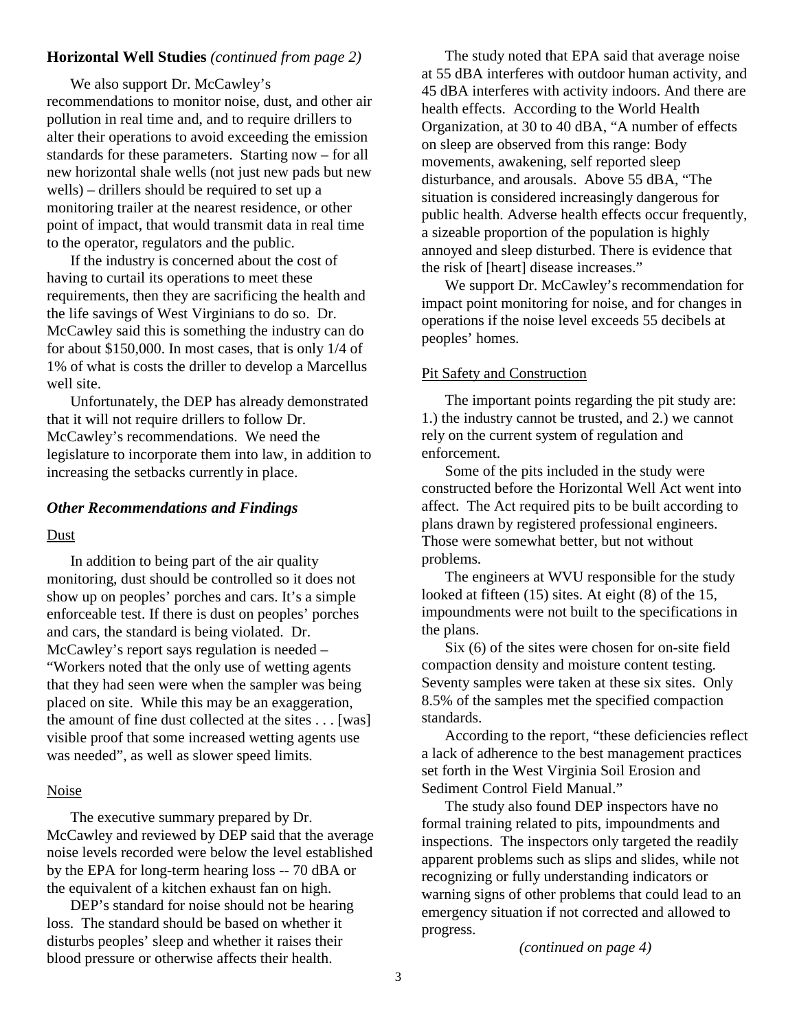**Horizontal Well Studies** *(continued from page 2)*

We also support Dr. McCawley's recommendations to monitor noise, dust, and other air pollution in real time and, and to require drillers to alter their operations to avoid exceeding the emission standards for these parameters. Starting now – for all new horizontal shale wells (not just new pads but new wells) – drillers should be required to set up a monitoring trailer at the nearest residence, or other point of impact, that would transmit data in real time to the operator, regulators and the public.

If the industry is concerned about the cost of having to curtail its operations to meet these requirements, then they are sacrificing the health and the life savings of West Virginians to do so. Dr. McCawley said this is something the industry can do for about $150,000. In most cases, that is only 1/4 of 1% of what is costs the driller to develop a Marcellus well site.

Unfortunately, the DEP has already demonstrated that it will not require drillers to follow Dr. McCawley's recommendations. We need the legislature to incorporate them into law, in addition to increasing the setbacks currently in place.

### *Other Recommendations and Findings*

Dust

In addition to being part of the air quality monitoring, dust should be controlled so it does not show up on peoples' porches and cars. It's a simple enforceable test. If there is dust on peoples' porches and cars, the standard is being violated. Dr. McCawley's report says regulation is needed – "Workers noted that the only use of wetting agents that they had seen were when the sampler was being placed on site. While this may be an exaggeration, the amount of fine dust collected at the sites . . . [was] visible proof that some increased wetting agents use was needed", as well as slower speed limits.

Noise

The executive summary prepared by Dr. McCawley and reviewed by DEP said that the average noise levels recorded were below the level established by the EPA for long-term hearing loss -- 70 dBA or the equivalent of a kitchen exhaust fan on high.

DEP's standard for noise should not be hearing loss. The standard should be based on whether it disturbs peoples' sleep and whether it raises their blood pressure or otherwise affects their health.

The study noted that EPA said that average noise at 55 dBA interferes with outdoor human activity, and 45 dBA interferes with activity indoors. And there are health effects. According to the World Health Organization, at 30 to 40 dBA, "A number of effects on sleep are observed from this range: Body movements, awakening, self reported sleep disturbance, and arousals. Above 55 dBA, "The situation is considered increasingly dangerous for public health. Adverse health effects occur frequently, a sizeable proportion of the population is highly annoyed and sleep disturbed. There is evidence that the risk of [heart] disease increases."

We support Dr. McCawley's recommendation for impact point monitoring for noise, and for changes in operations if the noise level exceeds 55 decibels at peoples' homes.

Pit Safety and Construction

The important points regarding the pit study are: 1.) the industry cannot be trusted, and 2.) we cannot rely on the current system of regulation and enforcement.

Some of the pits included in the study were constructed before the Horizontal Well Act went into affect. The Act required pits to be built according to plans drawn by registered professional engineers. Those were somewhat better, but not without problems.

The engineers at WVU responsible for the study looked at fifteen (15) sites. At eight (8) of the 15, impoundments were not built to the specifications in the plans.

Six (6) of the sites were chosen for on-site field compaction density and moisture content testing. Seventy samples were taken at these six sites. Only 8.5% of the samples met the specified compaction standards.

According to the report, "these deficiencies reflect a lack of adherence to the best management practices set forth in the West Virginia Soil Erosion and Sediment Control Field Manual."

The study also found DEP inspectors have no formal training related to pits, impoundments and inspections. The inspectors only targeted the readily apparent problems such as slips and slides, while not recognizing or fully understanding indicators or warning signs of other problems that could lead to an emergency situation if not corrected and allowed to progress.

*(continued on page 4)*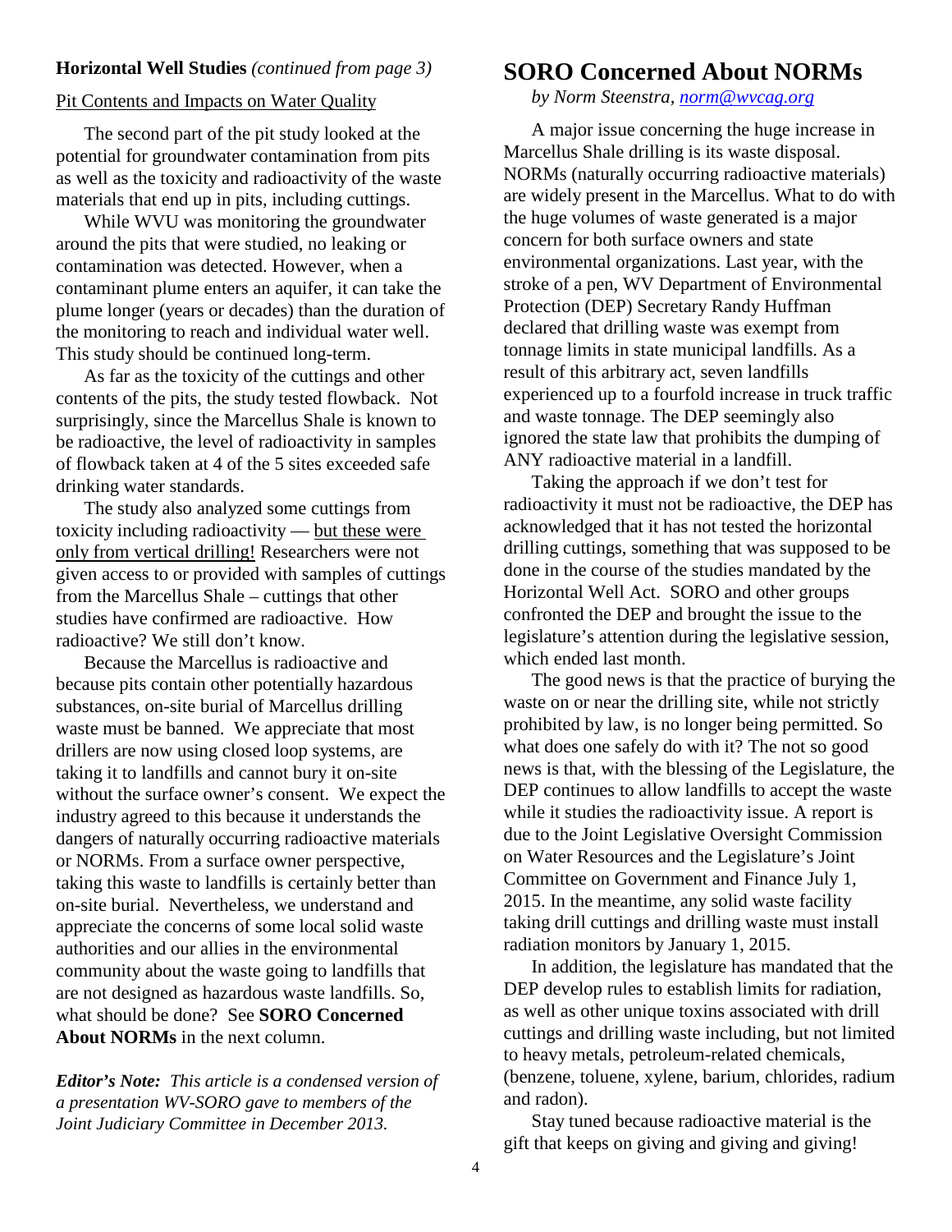**Horizontal Well Studies** *(continued from page 3)*

Pit Contents and Impacts on Water Quality

The second part of the pit study looked at the potential for groundwater contamination from pits as well as the toxicity and radioactivity of the waste materials that end up in pits, including cuttings.

While WVU was monitoring the groundwater around the pits that were studied, no leaking or contamination was detected. However, when a contaminant plume enters an aquifer, it can take the plume longer (years or decades) than the duration of the monitoring to reach and individual water well. This study should be continued long-term.

As far as the toxicity of the cuttings and other contents of the pits, the study tested flowback. Not surprisingly, since the Marcellus Shale is known to be radioactive, the level of radioactivity in samples of flowback taken at 4 of the 5 sites exceeded safe drinking water standards.

The study also analyzed some cuttings from toxicity including radioactivity — but these were only from vertical drilling! Researchers were not given access to or provided with samples of cuttings from the Marcellus Shale – cuttings that other studies have confirmed are radioactive. How radioactive? We still don't know.

Because the Marcellus is radioactive and because pits contain other potentially hazardous substances, on-site burial of Marcellus drilling waste must be banned. We appreciate that most drillers are now using closed loop systems, are taking it to landfills and cannot bury it on-site without the surface owner's consent. We expect the industry agreed to this because it understands the dangers of naturally occurring radioactive materials or NORMs. From a surface owner perspective, taking this waste to landfills is certainly better than on-site burial. Nevertheless, we understand and appreciate the concerns of some local solid waste authorities and our allies in the environmental community about the waste going to landfills that are not designed as hazardous waste landfills. So, what should be done? See **SORO Concerned About NORMs** in the next column.

***Editor's Note:*** *This article is a condensed version of a presentation WV-SORO gave to members of the Joint Judiciary Committee in December 2013.*

# SORO Concerned About NORMs

*by Norm Steenstra, norm@wvcag.org*

A major issue concerning the huge increase in Marcellus Shale drilling is its waste disposal. NORMs (naturally occurring radioactive materials) are widely present in the Marcellus. What to do with the huge volumes of waste generated is a major concern for both surface owners and state environmental organizations. Last year, with the stroke of a pen, WV Department of Environmental Protection (DEP) Secretary Randy Huffman declared that drilling waste was exempt from tonnage limits in state municipal landfills. As a result of this arbitrary act, seven landfills experienced up to a fourfold increase in truck traffic and waste tonnage. The DEP seemingly also ignored the state law that prohibits the dumping of ANY radioactive material in a landfill.

Taking the approach if we don't test for radioactivity it must not be radioactive, the DEP has acknowledged that it has not tested the horizontal drilling cuttings, something that was supposed to be done in the course of the studies mandated by the Horizontal Well Act. SORO and other groups confronted the DEP and brought the issue to the legislature's attention during the legislative session, which ended last month.

The good news is that the practice of burying the waste on or near the drilling site, while not strictly prohibited by law, is no longer being permitted. So what does one safely do with it? The not so good news is that, with the blessing of the Legislature, the DEP continues to allow landfills to accept the waste while it studies the radioactivity issue. A report is due to the Joint Legislative Oversight Commission on Water Resources and the Legislature's Joint Committee on Government and Finance July 1, 2015. In the meantime, any solid waste facility taking drill cuttings and drilling waste must install radiation monitors by January 1, 2015.

In addition, the legislature has mandated that the DEP develop rules to establish limits for radiation, as well as other unique toxins associated with drill cuttings and drilling waste including, but not limited to heavy metals, petroleum-related chemicals, (benzene, toluene, xylene, barium, chlorides, radium and radon).

Stay tuned because radioactive material is the gift that keeps on giving and giving and giving!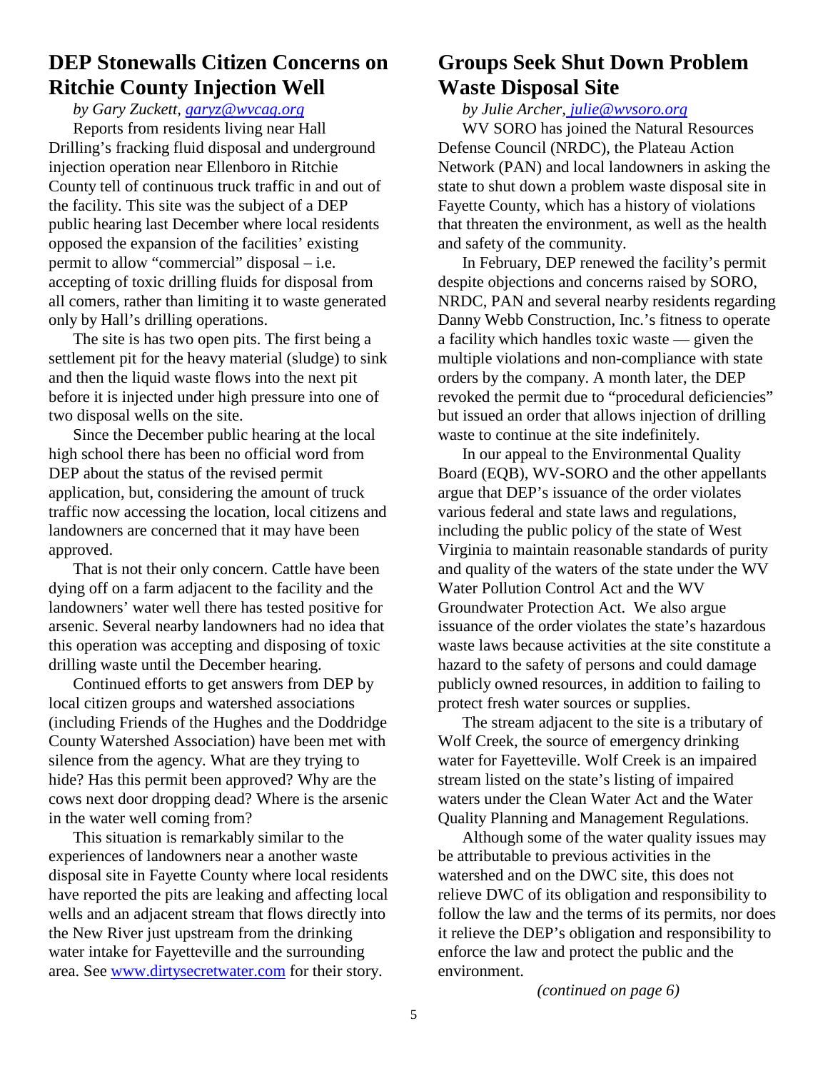## DEP Stonewalls Citizen Concerns on Ritchie County Injection Well

*by Gary Zuckett, garyz@wvcag.org*

Reports from residents living near Hall Drilling's fracking fluid disposal and underground injection operation near Ellenboro in Ritchie County tell of continuous truck traffic in and out of the facility. This site was the subject of a DEP public hearing last December where local residents opposed the expansion of the facilities' existing permit to allow "commercial" disposal – i.e. accepting of toxic drilling fluids for disposal from all comers, rather than limiting it to waste generated only by Hall's drilling operations.

The site is has two open pits. The first being a settlement pit for the heavy material (sludge) to sink and then the liquid waste flows into the next pit before it is injected under high pressure into one of two disposal wells on the site.

Since the December public hearing at the local high school there has been no official word from DEP about the status of the revised permit application, but, considering the amount of truck traffic now accessing the location, local citizens and landowners are concerned that it may have been approved.

That is not their only concern. Cattle have been dying off on a farm adjacent to the facility and the landowners' water well there has tested positive for arsenic. Several nearby landowners had no idea that this operation was accepting and disposing of toxic drilling waste until the December hearing.

Continued efforts to get answers from DEP by local citizen groups and watershed associations (including Friends of the Hughes and the Doddridge County Watershed Association) have been met with silence from the agency. What are they trying to hide? Has this permit been approved? Why are the cows next door dropping dead? Where is the arsenic in the water well coming from?

This situation is remarkably similar to the experiences of landowners near a another waste disposal site in Fayette County where local residents have reported the pits are leaking and affecting local wells and an adjacent stream that flows directly into the New River just upstream from the drinking water intake for Fayetteville and the surrounding area. See www.dirtysecretwater.com for their story.

## Groups Seek Shut Down Problem Waste Disposal Site

*by Julie Archer, julie@wvsoro.org*

WV SORO has joined the Natural Resources Defense Council (NRDC), the Plateau Action Network (PAN) and local landowners in asking the state to shut down a problem waste disposal site in Fayette County, which has a history of violations that threaten the environment, as well as the health and safety of the community.

In February, DEP renewed the facility's permit despite objections and concerns raised by SORO, NRDC, PAN and several nearby residents regarding Danny Webb Construction, Inc.'s fitness to operate a facility which handles toxic waste — given the multiple violations and non-compliance with state orders by the company. A month later, the DEP revoked the permit due to "procedural deficiencies" but issued an order that allows injection of drilling waste to continue at the site indefinitely.

In our appeal to the Environmental Quality Board (EQB), WV-SORO and the other appellants argue that DEP's issuance of the order violates various federal and state laws and regulations, including the public policy of the state of West Virginia to maintain reasonable standards of purity and quality of the waters of the state under the WV Water Pollution Control Act and the WV Groundwater Protection Act. We also argue issuance of the order violates the state's hazardous waste laws because activities at the site constitute a hazard to the safety of persons and could damage publicly owned resources, in addition to failing to protect fresh water sources or supplies.

The stream adjacent to the site is a tributary of Wolf Creek, the source of emergency drinking water for Fayetteville. Wolf Creek is an impaired stream listed on the state's listing of impaired waters under the Clean Water Act and the Water Quality Planning and Management Regulations.

Although some of the water quality issues may be attributable to previous activities in the watershed and on the DWC site, this does not relieve DWC of its obligation and responsibility to follow the law and the terms of its permits, nor does it relieve the DEP's obligation and responsibility to enforce the law and protect the public and the environment.

*(continued on page 6)*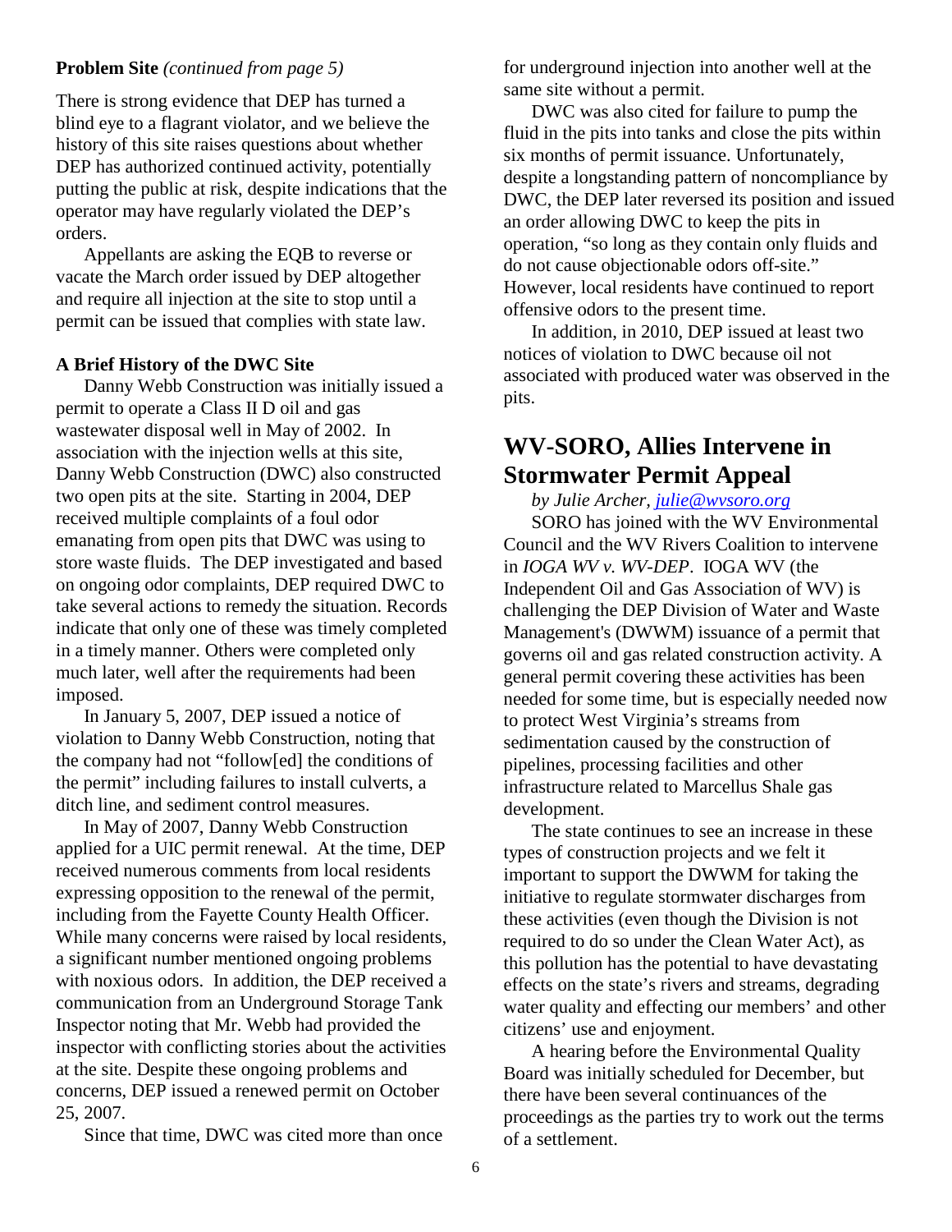**Problem Site** *(continued from page 5)*

There is strong evidence that DEP has turned a blind eye to a flagrant violator, and we believe the history of this site raises questions about whether DEP has authorized continued activity, potentially putting the public at risk, despite indications that the operator may have regularly violated the DEP's orders.

Appellants are asking the EQB to reverse or vacate the March order issued by DEP altogether and require all injection at the site to stop until a permit can be issued that complies with state law.

**A Brief History of the DWC Site**

Danny Webb Construction was initially issued a permit to operate a Class II D oil and gas wastewater disposal well in May of 2002. In association with the injection wells at this site, Danny Webb Construction (DWC) also constructed two open pits at the site. Starting in 2004, DEP received multiple complaints of a foul odor emanating from open pits that DWC was using to store waste fluids. The DEP investigated and based on ongoing odor complaints, DEP required DWC to take several actions to remedy the situation. Records indicate that only one of these was timely completed in a timely manner. Others were completed only much later, well after the requirements had been imposed.

In January 5, 2007, DEP issued a notice of violation to Danny Webb Construction, noting that the company had not "follow[ed] the conditions of the permit" including failures to install culverts, a ditch line, and sediment control measures.

In May of 2007, Danny Webb Construction applied for a UIC permit renewal. At the time, DEP received numerous comments from local residents expressing opposition to the renewal of the permit, including from the Fayette County Health Officer. While many concerns were raised by local residents, a significant number mentioned ongoing problems with noxious odors. In addition, the DEP received a communication from an Underground Storage Tank Inspector noting that Mr. Webb had provided the inspector with conflicting stories about the activities at the site. Despite these ongoing problems and concerns, DEP issued a renewed permit on October 25, 2007.

Since that time, DWC was cited more than once for underground injection into another well at the same site without a permit.

DWC was also cited for failure to pump the fluid in the pits into tanks and close the pits within six months of permit issuance. Unfortunately, despite a longstanding pattern of noncompliance by DWC, the DEP later reversed its position and issued an order allowing DWC to keep the pits in operation, "so long as they contain only fluids and do not cause objectionable odors off-site." However, local residents have continued to report offensive odors to the present time.

In addition, in 2010, DEP issued at least two notices of violation to DWC because oil not associated with produced water was observed in the pits.

## WV-SORO, Allies Intervene in Stormwater Permit Appeal

*by Julie Archer, julie@wvsoro.org*

SORO has joined with the WV Environmental Council and the WV Rivers Coalition to intervene in *IOGA WV v. WV-DEP*. IOGA WV (the Independent Oil and Gas Association of WV) is challenging the DEP Division of Water and Waste Management's (DWWM) issuance of a permit that governs oil and gas related construction activity. A general permit covering these activities has been needed for some time, but is especially needed now to protect West Virginia's streams from sedimentation caused by the construction of pipelines, processing facilities and other infrastructure related to Marcellus Shale gas development.

The state continues to see an increase in these types of construction projects and we felt it important to support the DWWM for taking the initiative to regulate stormwater discharges from these activities (even though the Division is not required to do so under the Clean Water Act), as this pollution has the potential to have devastating effects on the state's rivers and streams, degrading water quality and effecting our members' and other citizens' use and enjoyment.

A hearing before the Environmental Quality Board was initially scheduled for December, but there have been several continuances of the proceedings as the parties try to work out the terms of a settlement.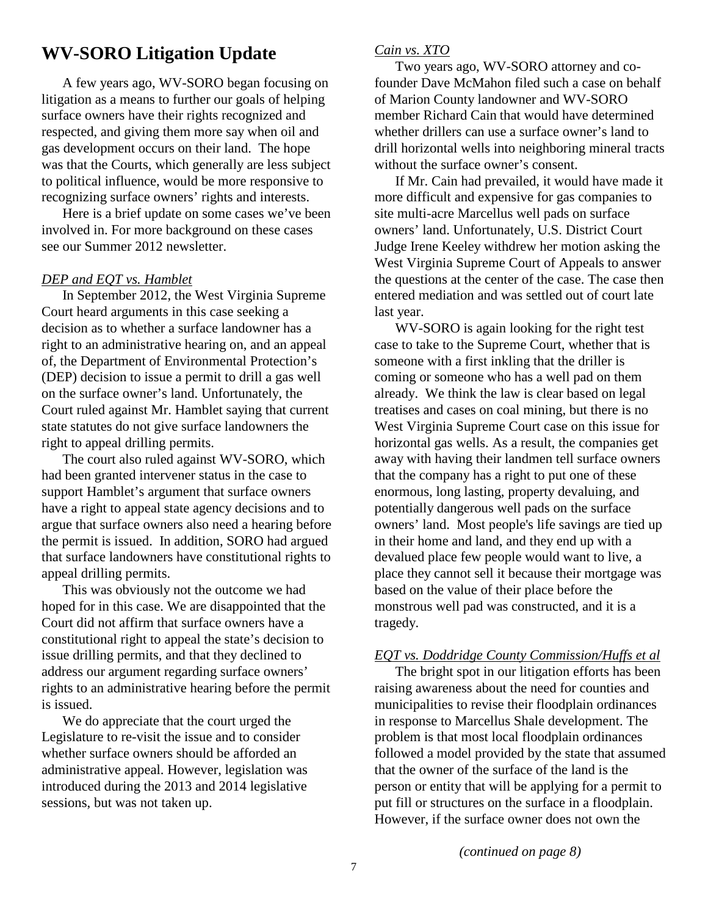## WV-SORO Litigation Update

A few years ago, WV-SORO began focusing on litigation as a means to further our goals of helping surface owners have their rights recognized and respected, and giving them more say when oil and gas development occurs on their land. The hope was that the Courts, which generally are less subject to political influence, would be more responsive to recognizing surface owners' rights and interests.

Here is a brief update on some cases we've been involved in. For more background on these cases see our Summer 2012 newsletter.

*DEP and EQT vs. Hamblet*

In September 2012, the West Virginia Supreme Court heard arguments in this case seeking a decision as to whether a surface landowner has a right to an administrative hearing on, and an appeal of, the Department of Environmental Protection's (DEP) decision to issue a permit to drill a gas well on the surface owner's land. Unfortunately, the Court ruled against Mr. Hamblet saying that current state statutes do not give surface landowners the right to appeal drilling permits.

The court also ruled against WV-SORO, which had been granted intervener status in the case to support Hamblet's argument that surface owners have a right to appeal state agency decisions and to argue that surface owners also need a hearing before the permit is issued. In addition, SORO had argued that surface landowners have constitutional rights to appeal drilling permits.

This was obviously not the outcome we had hoped for in this case. We are disappointed that the Court did not affirm that surface owners have a constitutional right to appeal the state's decision to issue drilling permits, and that they declined to address our argument regarding surface owners' rights to an administrative hearing before the permit is issued.

We do appreciate that the court urged the Legislature to re-visit the issue and to consider whether surface owners should be afforded an administrative appeal. However, legislation was introduced during the 2013 and 2014 legislative sessions, but was not taken up.

*Cain vs. XTO*

Two years ago, WV-SORO attorney and co-founder Dave McMahon filed such a case on behalf of Marion County landowner and WV-SORO member Richard Cain that would have determined whether drillers can use a surface owner's land to drill horizontal wells into neighboring mineral tracts without the surface owner's consent.

If Mr. Cain had prevailed, it would have made it more difficult and expensive for gas companies to site multi-acre Marcellus well pads on surface owners' land. Unfortunately, U.S. District Court Judge Irene Keeley withdrew her motion asking the West Virginia Supreme Court of Appeals to answer the questions at the center of the case. The case then entered mediation and was settled out of court late last year.

WV-SORO is again looking for the right test case to take to the Supreme Court, whether that is someone with a first inkling that the driller is coming or someone who has a well pad on them already. We think the law is clear based on legal treatises and cases on coal mining, but there is no West Virginia Supreme Court case on this issue for horizontal gas wells. As a result, the companies get away with having their landmen tell surface owners that the company has a right to put one of these enormous, long lasting, property devaluing, and potentially dangerous well pads on the surface owners' land. Most people's life savings are tied up in their home and land, and they end up with a devalued place few people would want to live, a place they cannot sell it because their mortgage was based on the value of their place before the monstrous well pad was constructed, and it is a tragedy.

*EQT vs. Doddridge County Commission/Huffs et al*

The bright spot in our litigation efforts has been raising awareness about the need for counties and municipalities to revise their floodplain ordinances in response to Marcellus Shale development. The problem is that most local floodplain ordinances followed a model provided by the state that assumed that the owner of the surface of the land is the person or entity that will be applying for a permit to put fill or structures on the surface in a floodplain. However, if the surface owner does not own the

*(continued on page 8)*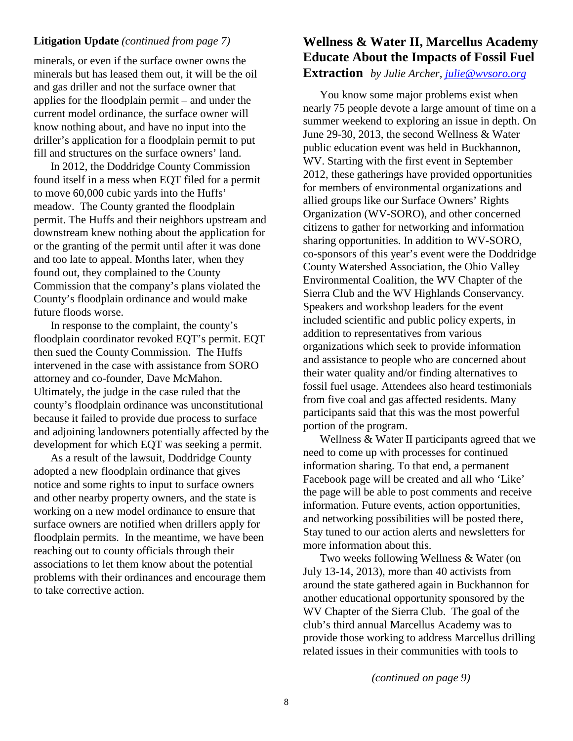**Litigation Update** *(continued from page 7)*

minerals, or even if the surface owner owns the minerals but has leased them out, it will be the oil and gas driller and not the surface owner that applies for the floodplain permit – and under the current model ordinance, the surface owner will know nothing about, and have no input into the driller's application for a floodplain permit to put fill and structures on the surface owners' land.

In 2012, the Doddridge County Commission found itself in a mess when EQT filed for a permit to move 60,000 cubic yards into the Huffs' meadow. The County granted the floodplain permit. The Huffs and their neighbors upstream and downstream knew nothing about the application for or the granting of the permit until after it was done and too late to appeal. Months later, when they found out, they complained to the County Commission that the company's plans violated the County's floodplain ordinance and would make future floods worse.

In response to the complaint, the county's floodplain coordinator revoked EQT's permit. EQT then sued the County Commission. The Huffs intervened in the case with assistance from SORO attorney and co-founder, Dave McMahon. Ultimately, the judge in the case ruled that the county's floodplain ordinance was unconstitutional because it failed to provide due process to surface and adjoining landowners potentially affected by the development for which EQT was seeking a permit.

As a result of the lawsuit, Doddridge County adopted a new floodplain ordinance that gives notice and some rights to input to surface owners and other nearby property owners, and the state is working on a new model ordinance to ensure that surface owners are notified when drillers apply for floodplain permits. In the meantime, we have been reaching out to county officials through their associations to let them know about the potential problems with their ordinances and encourage them to take corrective action.

## Wellness & Water II, Marcellus Academy Educate About the Impacts of Fossil Fuel Extraction

*by Julie Archer, julie@wvsoro.org*

You know some major problems exist when nearly 75 people devote a large amount of time on a summer weekend to exploring an issue in depth. On June 29-30, 2013, the second Wellness & Water public education event was held in Buckhannon, WV. Starting with the first event in September 2012, these gatherings have provided opportunities for members of environmental organizations and allied groups like our Surface Owners' Rights Organization (WV-SORO), and other concerned citizens to gather for networking and information sharing opportunities. In addition to WV-SORO, co-sponsors of this year's event were the Doddridge County Watershed Association, the Ohio Valley Environmental Coalition, the WV Chapter of the Sierra Club and the WV Highlands Conservancy. Speakers and workshop leaders for the event included scientific and public policy experts, in addition to representatives from various organizations which seek to provide information and assistance to people who are concerned about their water quality and/or finding alternatives to fossil fuel usage. Attendees also heard testimonials from five coal and gas affected residents. Many participants said that this was the most powerful portion of the program.

Wellness & Water II participants agreed that we need to come up with processes for continued information sharing. To that end, a permanent Facebook page will be created and all who 'Like' the page will be able to post comments and receive information. Future events, action opportunities, and networking possibilities will be posted there, Stay tuned to our action alerts and newsletters for more information about this.

Two weeks following Wellness & Water (on July 13-14, 2013), more than 40 activists from around the state gathered again in Buckhannon for another educational opportunity sponsored by the WV Chapter of the Sierra Club. The goal of the club's third annual Marcellus Academy was to provide those working to address Marcellus drilling related issues in their communities with tools to

*(continued on page 9)*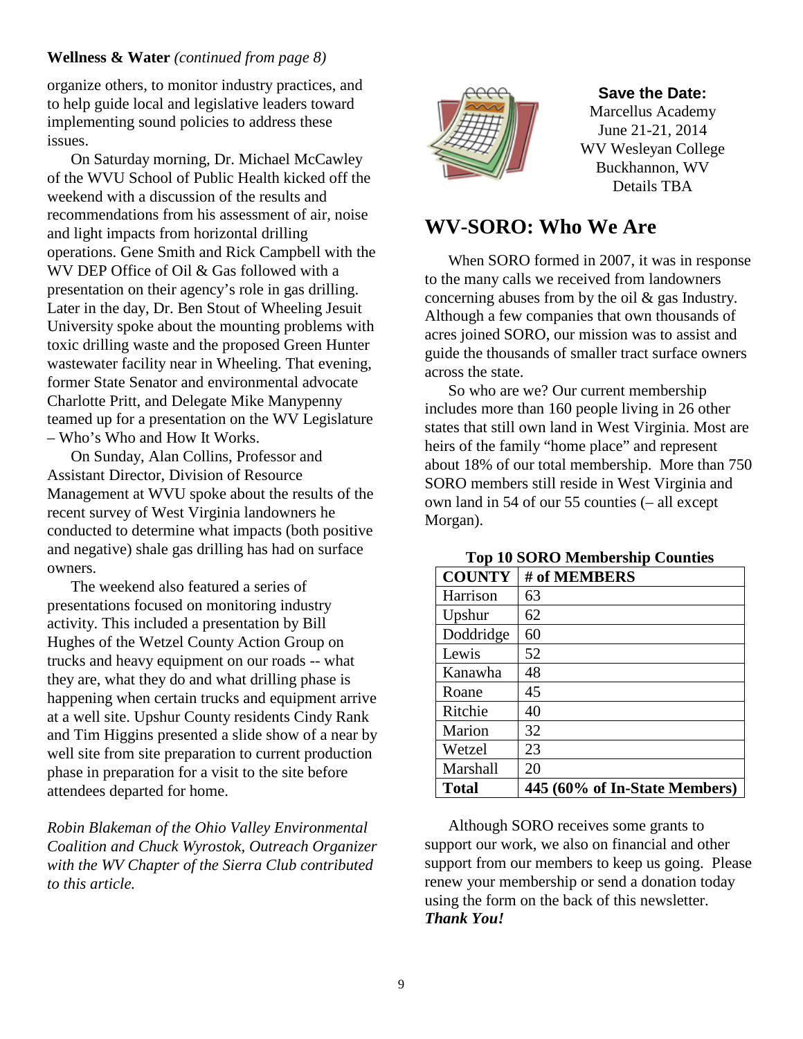**Wellness & Water** *(continued from page 8)*

organize others, to monitor industry practices, and to help guide local and legislative leaders toward implementing sound policies to address these issues.

On Saturday morning, Dr. Michael McCawley of the WVU School of Public Health kicked off the weekend with a discussion of the results and recommendations from his assessment of air, noise and light impacts from horizontal drilling operations. Gene Smith and Rick Campbell with the WV DEP Office of Oil & Gas followed with a presentation on their agency's role in gas drilling. Later in the day, Dr. Ben Stout of Wheeling Jesuit University spoke about the mounting problems with toxic drilling waste and the proposed Green Hunter wastewater facility near in Wheeling. That evening, former State Senator and environmental advocate Charlotte Pritt, and Delegate Mike Manypenny teamed up for a presentation on the WV Legislature – Who's Who and How It Works.

On Sunday, Alan Collins, Professor and Assistant Director, Division of Resource Management at WVU spoke about the results of the recent survey of West Virginia landowners he conducted to determine what impacts (both positive and negative) shale gas drilling has had on surface owners.

The weekend also featured a series of presentations focused on monitoring industry activity. This included a presentation by Bill Hughes of the Wetzel County Action Group on trucks and heavy equipment on our roads -- what they are, what they do and what drilling phase is happening when certain trucks and equipment arrive at a well site. Upshur County residents Cindy Rank and Tim Higgins presented a slide show of a near by well site from site preparation to current production phase in preparation for a visit to the site before attendees departed for home.

*Robin Blakeman of the Ohio Valley Environmental Coalition and Chuck Wyrostok, Outreach Organizer with the WV Chapter of the Sierra Club contributed to this article.*

**Save the Date:**
Marcellus Academy
June 21-21, 2014
WV Wesleyan College
Buckhannon, WV
Details TBA

## WV-SORO: Who We Are

When SORO formed in 2007, it was in response to the many calls we received from landowners concerning abuses from by the oil & gas Industry. Although a few companies that own thousands of acres joined SORO, our mission was to assist and guide the thousands of smaller tract surface owners across the state.

So who are we? Our current membership includes more than 160 people living in 26 other states that still own land in West Virginia. Most are heirs of the family "home place" and represent about 18% of our total membership. More than 750 SORO members still reside in West Virginia and own land in 54 of our 55 counties (– all except Morgan).

**Top 10 SORO Membership Counties**

| COUNTY | # of MEMBERS |
|---|---|
| Harrison | 63 |
| Upshur | 62 |
| Doddridge | 60 |
| Lewis | 52 |
| Kanawha | 48 |
| Roane | 45 |
| Ritchie | 40 |
| Marion | 32 |
| Wetzel | 23 |
| Marshall | 20 |
| **Total** | **445 (60% of In-State Members)** |

Although SORO receives some grants to support our work, we also on financial and other support from our members to keep us going. Please renew your membership or send a donation today using the form on the back of this newsletter. ***Thank You!***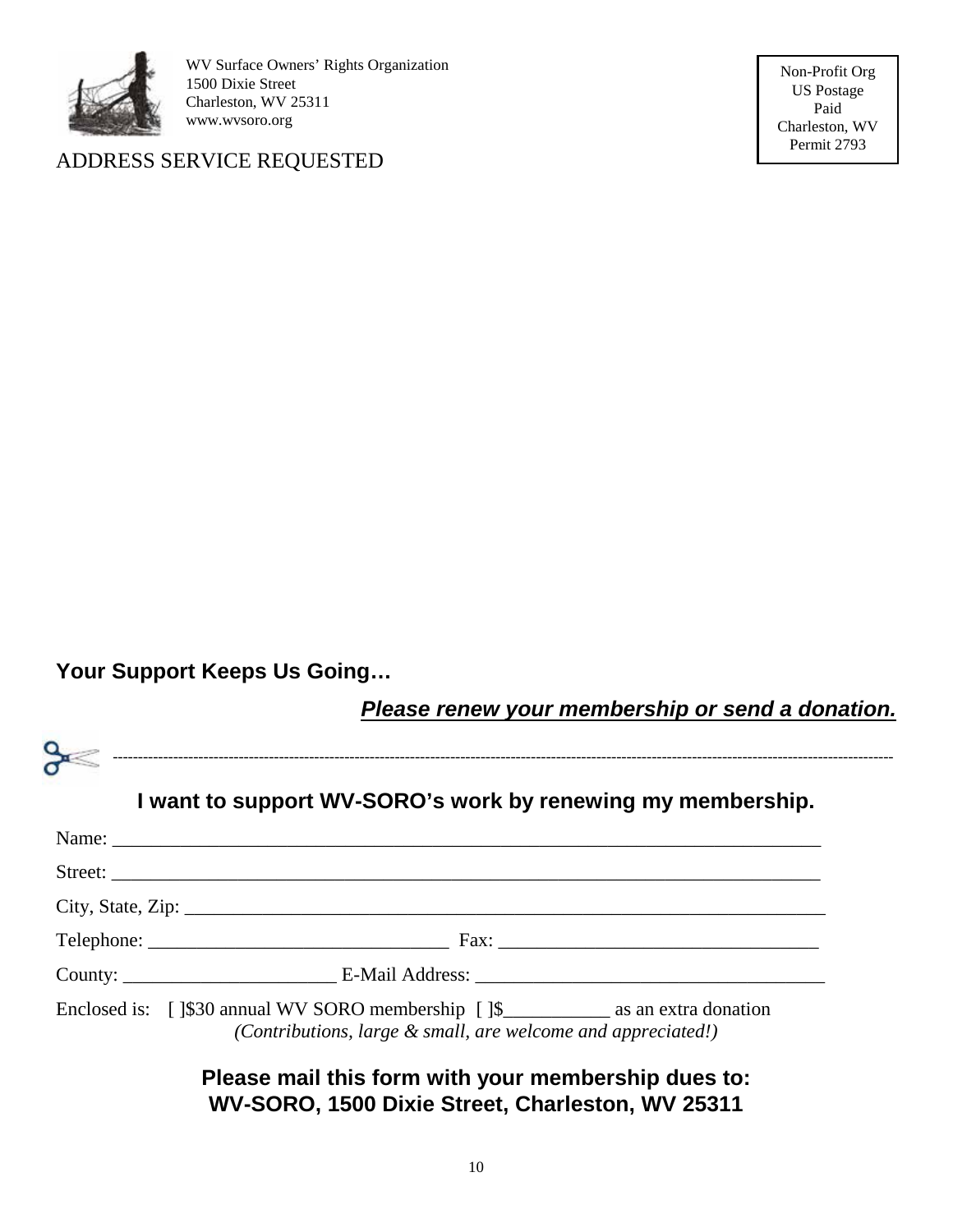WV Surface Owners' Rights Organization
1500 Dixie Street
Charleston, WV 25311
www.wvsoro.org

Non-Profit Org
US Postage
Paid
Charleston, WV
Permit 2793

ADDRESS SERVICE REQUESTED

**Your Support Keeps Us Going…**

***Please renew your membership or send a donation.***

---

### I want to support WV-SORO's work by renewing my membership.

Name: ___________________________________________________________________________

Street: __________________________________________________________________________

City, State, Zip: __________________________________________________________________

Telephone: _______________________________ Fax: _________________________________

County: ______________________ E-Mail Address: ____________________________________

Enclosed is: [ ]$30 annual WV SORO membership [ ]$___________ as an extra donation
*(Contributions, large & small, are welcome and appreciated!)*

**Please mail this form with your membership dues to:**
**WV-SORO, 1500 Dixie Street, Charleston, WV 25311**